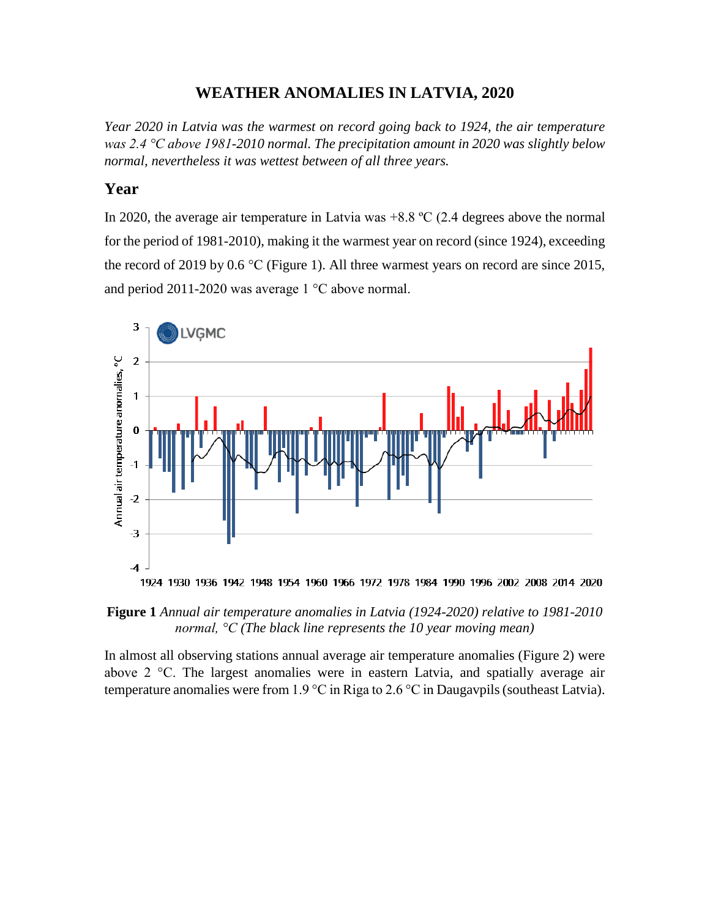# WEATHER ANOMALIES IN LATVIA, 2020

*Year 2020 in Latvia was the warmest on record going back to 1924, the air temperature was 2.4 °C above 1981-2010 normal. The precipitation amount in 2020 was slightly below normal, nevertheless it was wettest between of all three years.*

## Year

In 2020, the average air temperature in Latvia was +8.8 ºC (2.4 degrees above the normal for the period of 1981-2010), making it the warmest year on record (since 1924), exceeding the record of 2019 by 0.6 °C (Figure 1). All three warmest years on record are since 2015, and period 2011-2020 was average 1 °C above normal.

**Figure 1** *Annual air temperature anomalies in Latvia (1924-2020) relative to 1981-2010 normal, °C (The black line represents the 10 year moving mean)*

In almost all observing stations annual average air temperature anomalies (Figure 2) were above 2 °C. The largest anomalies were in eastern Latvia, and spatially average air temperature anomalies were from 1.9 °C in Riga to 2.6 °C in Daugavpils (southeast Latvia).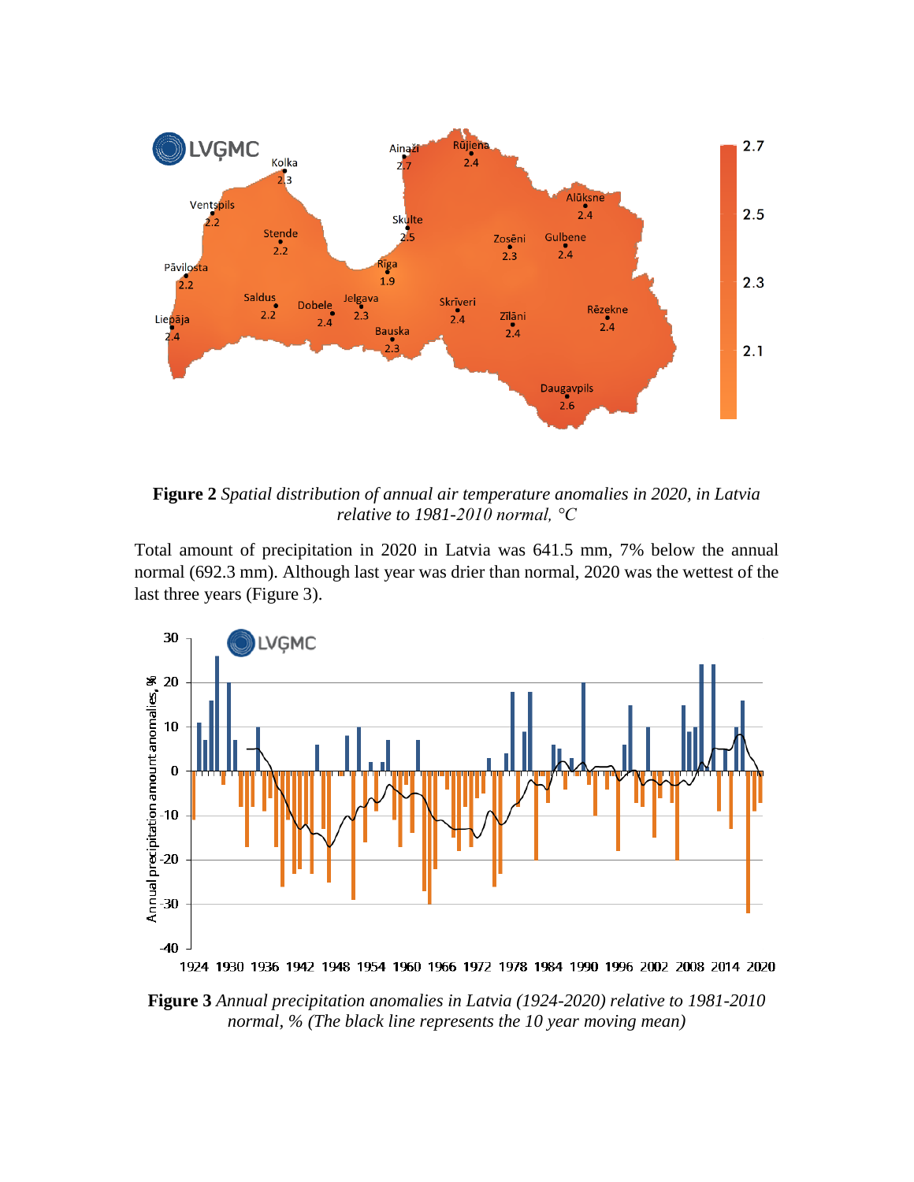**Figure 2** *Spatial distribution of annual air temperature anomalies in 2020, in Latvia relative to 1981-2010 normal, °C*

Total amount of precipitation in 2020 in Latvia was 641.5 mm, 7% below the annual normal (692.3 mm). Although last year was drier than normal, 2020 was the wettest of the last three years (Figure 3).

**Figure 3** *Annual precipitation anomalies in Latvia (1924-2020) relative to 1981-2010 normal, % (The black line represents the 10 year moving mean)*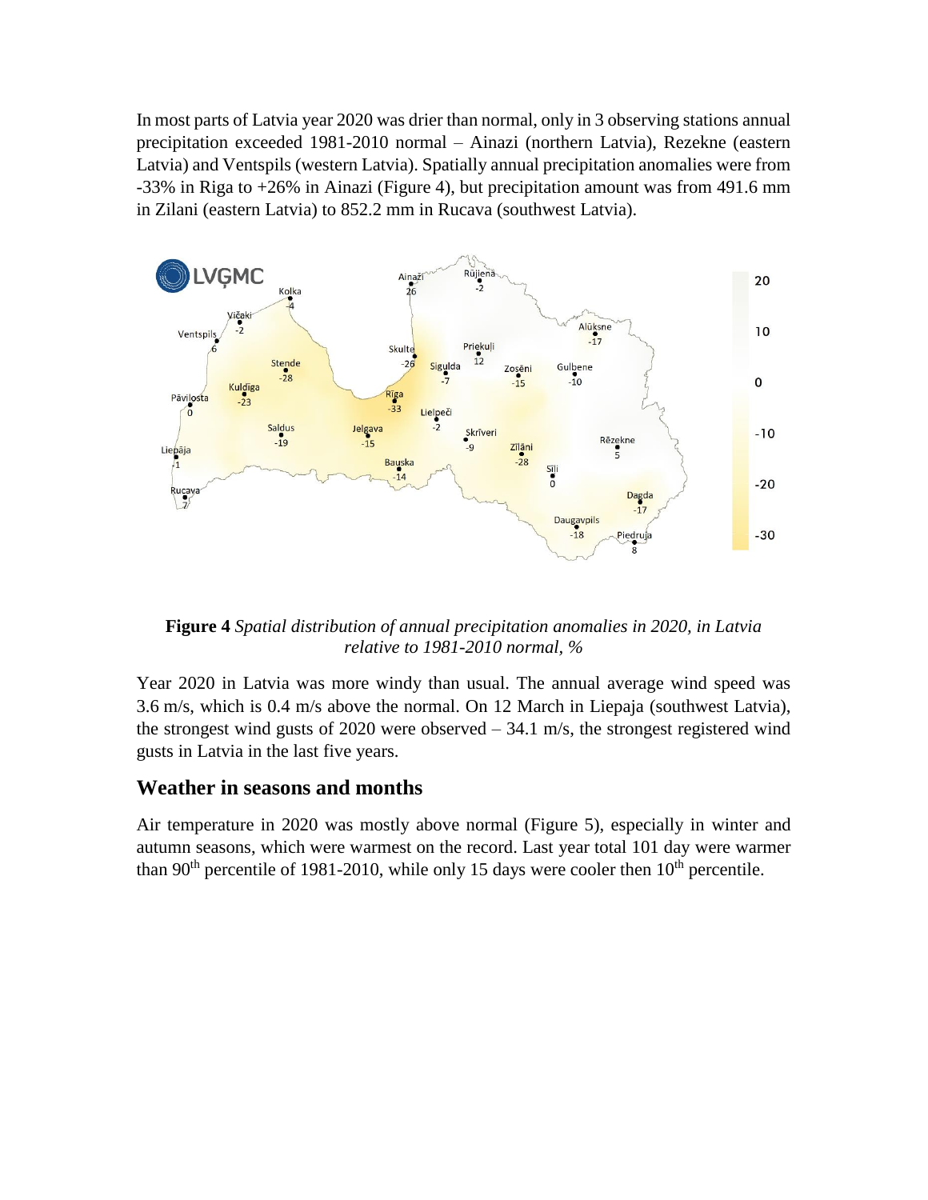In most parts of Latvia year 2020 was drier than normal, only in 3 observing stations annual precipitation exceeded 1981-2010 normal – Ainazi (northern Latvia), Rezekne (eastern Latvia) and Ventspils (western Latvia). Spatially annual precipitation anomalies were from -33% in Riga to +26% in Ainazi (Figure 4), but precipitation amount was from 491.6 mm in Zilani (eastern Latvia) to 852.2 mm in Rucava (southwest Latvia).

**Figure 4** *Spatial distribution of annual precipitation anomalies in 2020, in Latvia relative to 1981-2010 normal, %*

Year 2020 in Latvia was more windy than usual. The annual average wind speed was 3.6 m/s, which is 0.4 m/s above the normal. On 12 March in Liepaja (southwest Latvia), the strongest wind gusts of 2020 were observed – 34.1 m/s, the strongest registered wind gusts in Latvia in the last five years.

## Weather in seasons and months

Air temperature in 2020 was mostly above normal (Figure 5), especially in winter and autumn seasons, which were warmest on the record. Last year total 101 day were warmer than 90th percentile of 1981-2010, while only 15 days were cooler then 10th percentile.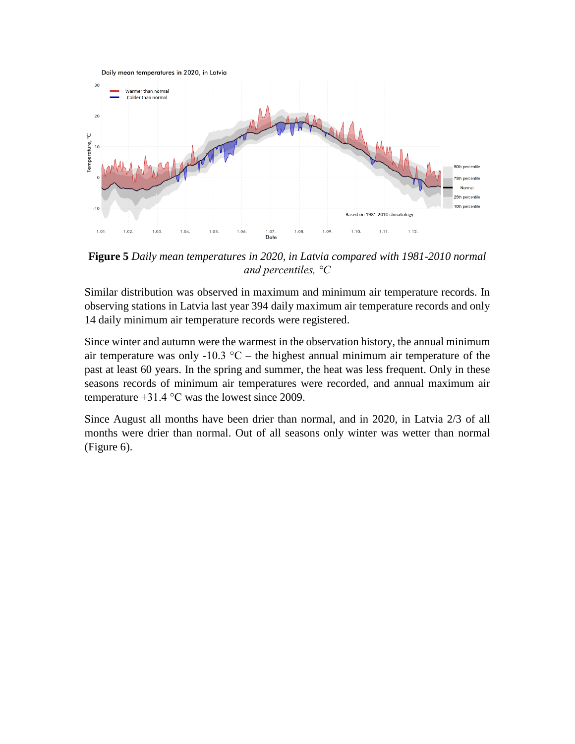**Figure 5** *Daily mean temperatures in 2020, in Latvia compared with 1981-2010 normal and percentiles, °C*

Similar distribution was observed in maximum and minimum air temperature records. In observing stations in Latvia last year 394 daily maximum air temperature records and only 14 daily minimum air temperature records were registered.

Since winter and autumn were the warmest in the observation history, the annual minimum air temperature was only -10.3 °C – the highest annual minimum air temperature of the past at least 60 years. In the spring and summer, the heat was less frequent. Only in these seasons records of minimum air temperatures were recorded, and annual maximum air temperature +31.4 °C was the lowest since 2009.

Since August all months have been drier than normal, and in 2020, in Latvia 2/3 of all months were drier than normal. Out of all seasons only winter was wetter than normal (Figure 6).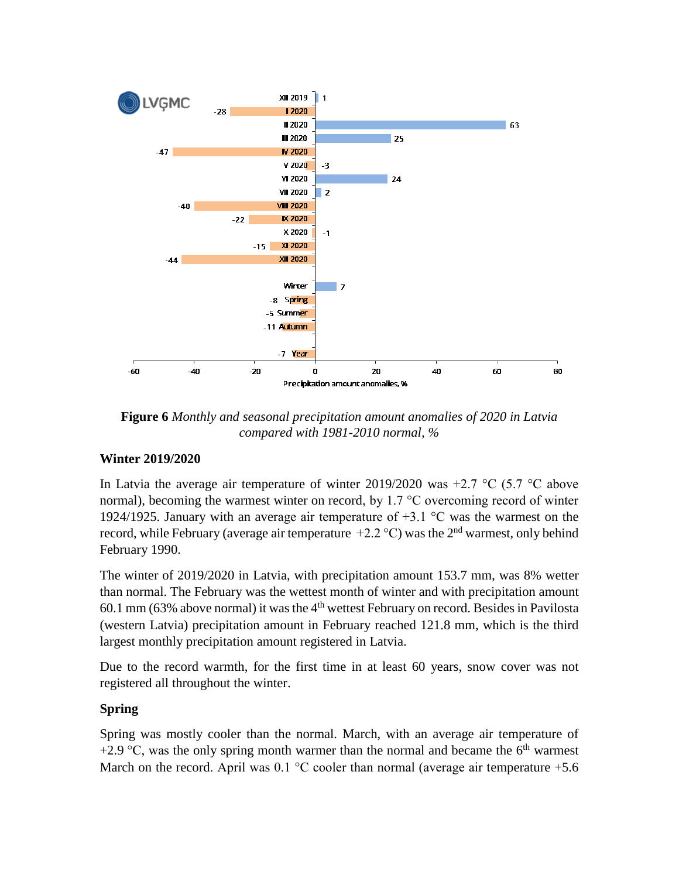**Figure 6** *Monthly and seasonal precipitation amount anomalies of 2020 in Latvia compared with 1981-2010 normal, %*

**Winter 2019/2020**

In Latvia the average air temperature of winter 2019/2020 was +2.7 °C (5.7 °C above normal), becoming the warmest winter on record, by 1.7 °C overcoming record of winter 1924/1925. January with an average air temperature of +3.1 °C was the warmest on the record, while February (average air temperature +2.2 °C) was the 2nd warmest, only behind February 1990.

The winter of 2019/2020 in Latvia, with precipitation amount 153.7 mm, was 8% wetter than normal. The February was the wettest month of winter and with precipitation amount 60.1 mm (63% above normal) it was the 4th wettest February on record. Besides in Pavilosta (western Latvia) precipitation amount in February reached 121.8 mm, which is the third largest monthly precipitation amount registered in Latvia.

Due to the record warmth, for the first time in at least 60 years, snow cover was not registered all throughout the winter.

**Spring**

Spring was mostly cooler than the normal. March, with an average air temperature of +2.9 °C, was the only spring month warmer than the normal and became the 6th warmest March on the record. April was 0.1 °C cooler than normal (average air temperature +5.6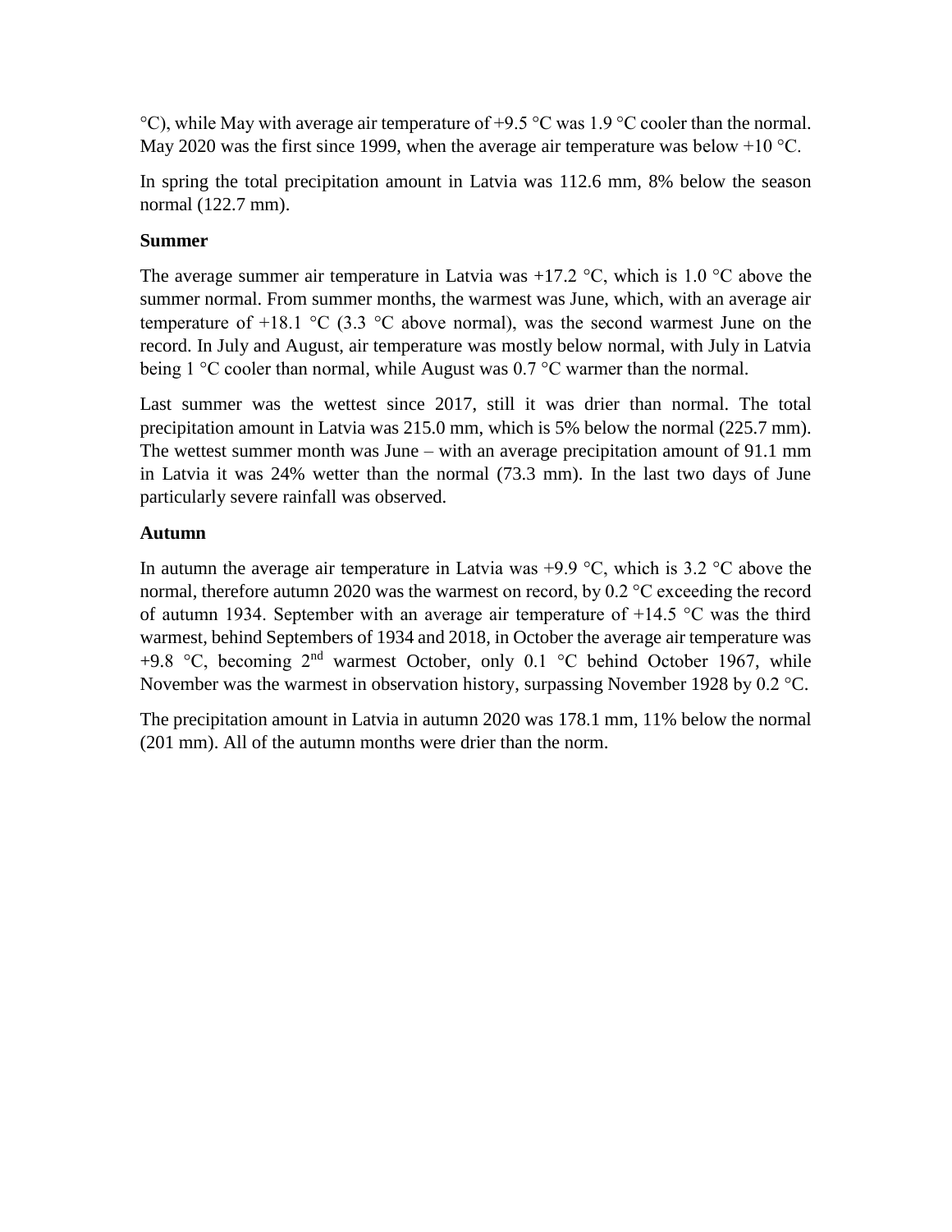°C), while May with average air temperature of +9.5 °C was 1.9 °C cooler than the normal. May 2020 was the first since 1999, when the average air temperature was below +10 °C.

In spring the total precipitation amount in Latvia was 112.6 mm, 8% below the season normal (122.7 mm).

**Summer**

The average summer air temperature in Latvia was +17.2 °C, which is 1.0 °C above the summer normal. From summer months, the warmest was June, which, with an average air temperature of +18.1 °C (3.3 °C above normal), was the second warmest June on the record. In July and August, air temperature was mostly below normal, with July in Latvia being 1 °C cooler than normal, while August was 0.7 °C warmer than the normal.

Last summer was the wettest since 2017, still it was drier than normal. The total precipitation amount in Latvia was 215.0 mm, which is 5% below the normal (225.7 mm). The wettest summer month was June – with an average precipitation amount of 91.1 mm in Latvia it was 24% wetter than the normal (73.3 mm). In the last two days of June particularly severe rainfall was observed.

**Autumn**

In autumn the average air temperature in Latvia was +9.9 °C, which is 3.2 °C above the normal, therefore autumn 2020 was the warmest on record, by 0.2 °C exceeding the record of autumn 1934. September with an average air temperature of +14.5 °C was the third warmest, behind Septembers of 1934 and 2018, in October the average air temperature was +9.8 °C, becoming 2nd warmest October, only 0.1 °C behind October 1967, while November was the warmest in observation history, surpassing November 1928 by 0.2 °C.

The precipitation amount in Latvia in autumn 2020 was 178.1 mm, 11% below the normal (201 mm). All of the autumn months were drier than the norm.